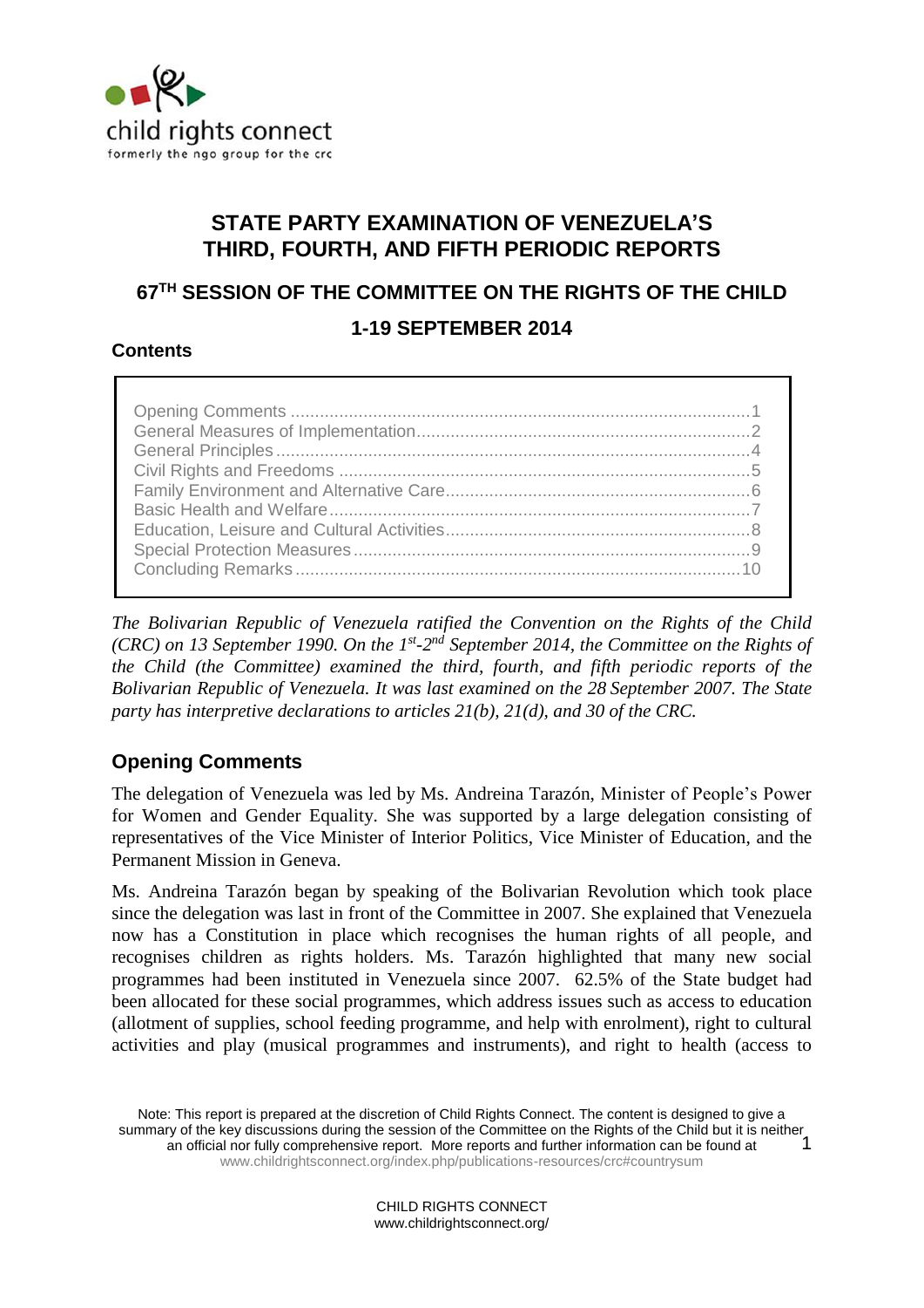child rights connect
formerly the ngo group for the crc

# STATE PARTY EXAMINATION OF VENEZUELA'S THIRD, FOURTH, AND FIFTH PERIODIC REPORTS

## 67TH SESSION OF THE COMMITTEE ON THE RIGHTS OF THE CHILD

## 1-19 SEPTEMBER 2014

**Contents**

- Opening Comments ........ 1
- General Measures of Implementation ........ 2
- General Principles ........ 4
- Civil Rights and Freedoms ........ 5
- Family Environment and Alternative Care ........ 6
- Basic Health and Welfare ........ 7
- Education, Leisure and Cultural Activities ........ 8
- Special Protection Measures ........ 9
- Concluding Remarks ........ 10

*The Bolivarian Republic of Venezuela ratified the Convention on the Rights of the Child (CRC) on 13 September 1990. On the 1st-2nd September 2014, the Committee on the Rights of the Child (the Committee) examined the third, fourth, and fifth periodic reports of the Bolivarian Republic of Venezuela. It was last examined on the 28 September 2007. The State party has interpretive declarations to articles 21(b), 21(d), and 30 of the CRC.*

## Opening Comments

The delegation of Venezuela was led by Ms. Andreina Tarazón, Minister of People's Power for Women and Gender Equality. She was supported by a large delegation consisting of representatives of the Vice Minister of Interior Politics, Vice Minister of Education, and the Permanent Mission in Geneva.

Ms. Andreina Tarazón began by speaking of the Bolivarian Revolution which took place since the delegation was last in front of the Committee in 2007. She explained that Venezuela now has a Constitution in place which recognises the human rights of all people, and recognises children as rights holders. Ms. Tarazón highlighted that many new social programmes had been instituted in Venezuela since 2007. 62.5% of the State budget had been allocated for these social programmes, which address issues such as access to education (allotment of supplies, school feeding programme, and help with enrolment), right to cultural activities and play (musical programmes and instruments), and right to health (access to

Note: This report is prepared at the discretion of Child Rights Connect. The content is designed to give a summary of the key discussions during the session of the Committee on the Rights of the Child but it is neither an official nor fully comprehensive report. More reports and further information can be found at www.childrightsconnect.org/index.php/publications-resources/crc#countrysum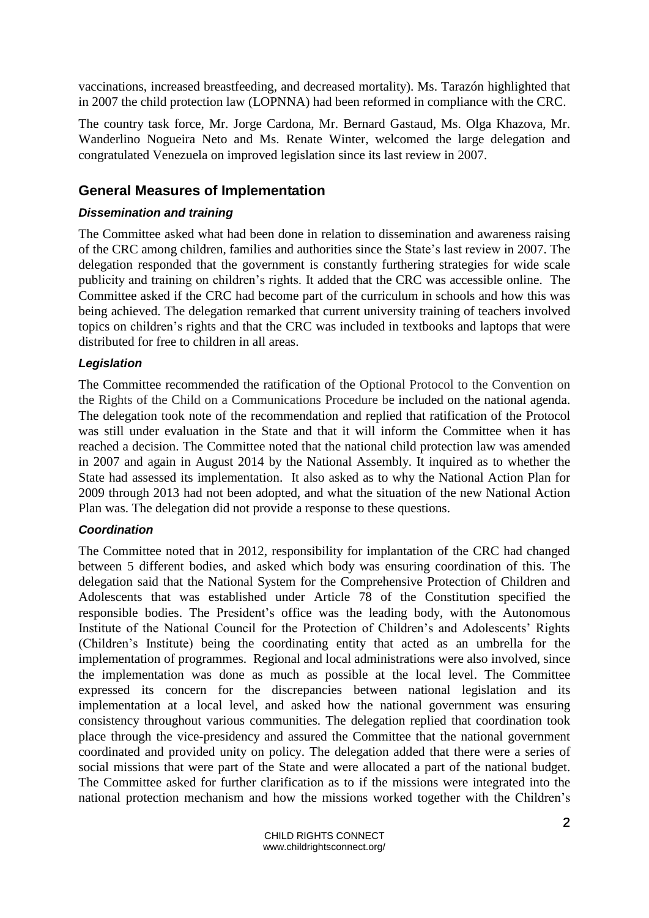vaccinations, increased breastfeeding, and decreased mortality). Ms. Tarazón highlighted that in 2007 the child protection law (LOPNNA) had been reformed in compliance with the CRC.

The country task force, Mr. Jorge Cardona, Mr. Bernard Gastaud, Ms. Olga Khazova, Mr. Wanderlino Nogueira Neto and Ms. Renate Winter, welcomed the large delegation and congratulated Venezuela on improved legislation since its last review in 2007.

## General Measures of Implementation

### *Dissemination and training*

The Committee asked what had been done in relation to dissemination and awareness raising of the CRC among children, families and authorities since the State's last review in 2007. The delegation responded that the government is constantly furthering strategies for wide scale publicity and training on children's rights. It added that the CRC was accessible online. The Committee asked if the CRC had become part of the curriculum in schools and how this was being achieved. The delegation remarked that current university training of teachers involved topics on children's rights and that the CRC was included in textbooks and laptops that were distributed for free to children in all areas.

### *Legislation*

The Committee recommended the ratification of the Optional Protocol to the Convention on the Rights of the Child on a Communications Procedure be included on the national agenda. The delegation took note of the recommendation and replied that ratification of the Protocol was still under evaluation in the State and that it will inform the Committee when it has reached a decision. The Committee noted that the national child protection law was amended in 2007 and again in August 2014 by the National Assembly. It inquired as to whether the State had assessed its implementation. It also asked as to why the National Action Plan for 2009 through 2013 had not been adopted, and what the situation of the new National Action Plan was. The delegation did not provide a response to these questions.

### *Coordination*

The Committee noted that in 2012, responsibility for implantation of the CRC had changed between 5 different bodies, and asked which body was ensuring coordination of this. The delegation said that the National System for the Comprehensive Protection of Children and Adolescents that was established under Article 78 of the Constitution specified the responsible bodies. The President's office was the leading body, with the Autonomous Institute of the National Council for the Protection of Children's and Adolescents' Rights (Children's Institute) being the coordinating entity that acted as an umbrella for the implementation of programmes. Regional and local administrations were also involved, since the implementation was done as much as possible at the local level. The Committee expressed its concern for the discrepancies between national legislation and its implementation at a local level, and asked how the national government was ensuring consistency throughout various communities. The delegation replied that coordination took place through the vice-presidency and assured the Committee that the national government coordinated and provided unity on policy. The delegation added that there were a series of social missions that were part of the State and were allocated a part of the national budget. The Committee asked for further clarification as to if the missions were integrated into the national protection mechanism and how the missions worked together with the Children's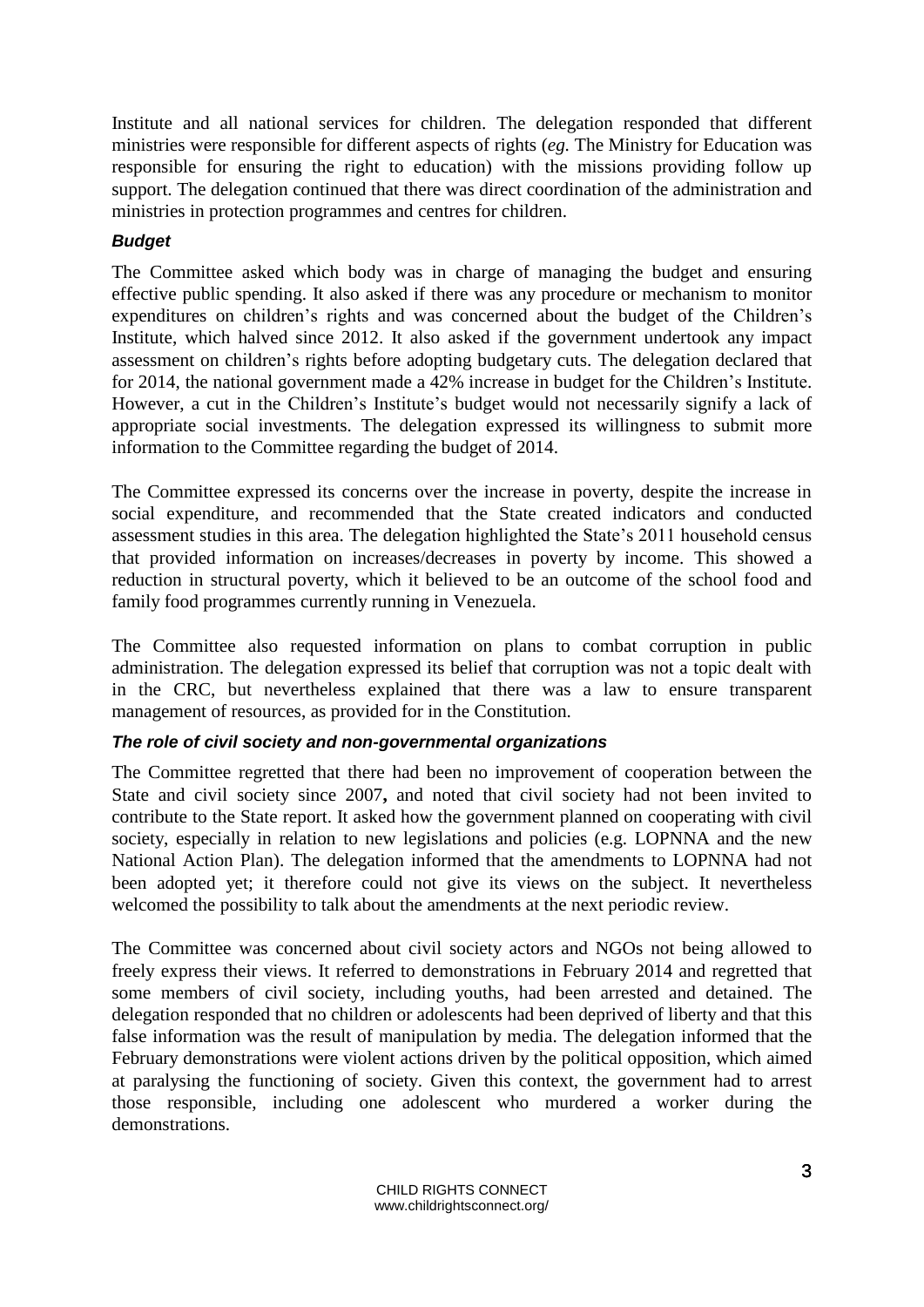Institute and all national services for children. The delegation responded that different ministries were responsible for different aspects of rights (*eg.* The Ministry for Education was responsible for ensuring the right to education) with the missions providing follow up support. The delegation continued that there was direct coordination of the administration and ministries in protection programmes and centres for children.

### *Budget*

The Committee asked which body was in charge of managing the budget and ensuring effective public spending. It also asked if there was any procedure or mechanism to monitor expenditures on children's rights and was concerned about the budget of the Children's Institute, which halved since 2012. It also asked if the government undertook any impact assessment on children's rights before adopting budgetary cuts. The delegation declared that for 2014, the national government made a 42% increase in budget for the Children's Institute. However, a cut in the Children's Institute's budget would not necessarily signify a lack of appropriate social investments. The delegation expressed its willingness to submit more information to the Committee regarding the budget of 2014.

The Committee expressed its concerns over the increase in poverty, despite the increase in social expenditure, and recommended that the State created indicators and conducted assessment studies in this area. The delegation highlighted the State's 2011 household census that provided information on increases/decreases in poverty by income. This showed a reduction in structural poverty, which it believed to be an outcome of the school food and family food programmes currently running in Venezuela.

The Committee also requested information on plans to combat corruption in public administration. The delegation expressed its belief that corruption was not a topic dealt with in the CRC, but nevertheless explained that there was a law to ensure transparent management of resources, as provided for in the Constitution.

### *The role of civil society and non-governmental organizations*

The Committee regretted that there had been no improvement of cooperation between the State and civil society since 2007**,** and noted that civil society had not been invited to contribute to the State report. It asked how the government planned on cooperating with civil society, especially in relation to new legislations and policies (e.g. LOPNNA and the new National Action Plan). The delegation informed that the amendments to LOPNNA had not been adopted yet; it therefore could not give its views on the subject. It nevertheless welcomed the possibility to talk about the amendments at the next periodic review.

The Committee was concerned about civil society actors and NGOs not being allowed to freely express their views. It referred to demonstrations in February 2014 and regretted that some members of civil society, including youths, had been arrested and detained. The delegation responded that no children or adolescents had been deprived of liberty and that this false information was the result of manipulation by media. The delegation informed that the February demonstrations were violent actions driven by the political opposition, which aimed at paralysing the functioning of society. Given this context, the government had to arrest those responsible, including one adolescent who murdered a worker during the demonstrations.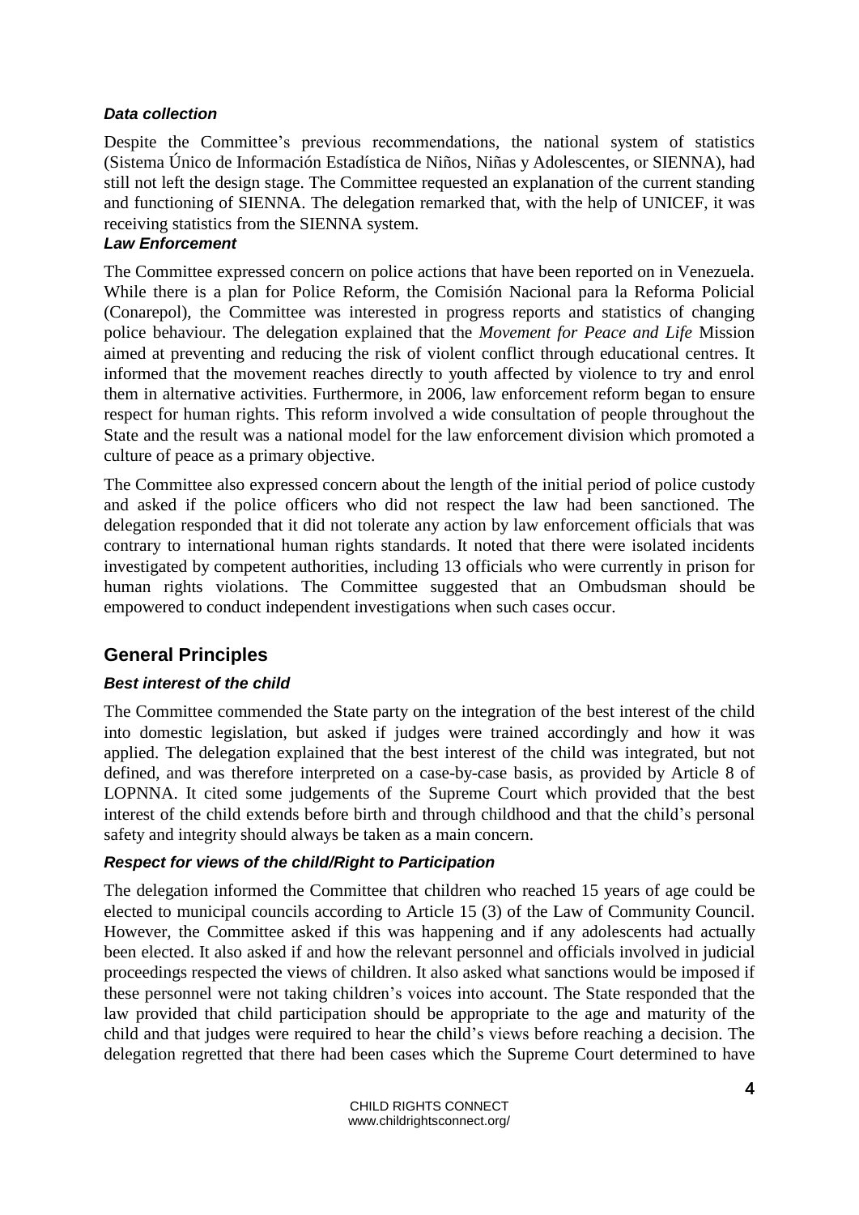#### *Data collection*

Despite the Committee's previous recommendations, the national system of statistics (Sistema Único de Información Estadística de Niños, Niñas y Adolescentes, or SIENNA), had still not left the design stage. The Committee requested an explanation of the current standing and functioning of SIENNA. The delegation remarked that, with the help of UNICEF, it was receiving statistics from the SIENNA system.

#### *Law Enforcement*

The Committee expressed concern on police actions that have been reported on in Venezuela. While there is a plan for Police Reform, the Comisión Nacional para la Reforma Policial (Conarepol), the Committee was interested in progress reports and statistics of changing police behaviour. The delegation explained that the *Movement for Peace and Life* Mission aimed at preventing and reducing the risk of violent conflict through educational centres. It informed that the movement reaches directly to youth affected by violence to try and enrol them in alternative activities. Furthermore, in 2006, law enforcement reform began to ensure respect for human rights. This reform involved a wide consultation of people throughout the State and the result was a national model for the law enforcement division which promoted a culture of peace as a primary objective.

The Committee also expressed concern about the length of the initial period of police custody and asked if the police officers who did not respect the law had been sanctioned. The delegation responded that it did not tolerate any action by law enforcement officials that was contrary to international human rights standards. It noted that there were isolated incidents investigated by competent authorities, including 13 officials who were currently in prison for human rights violations. The Committee suggested that an Ombudsman should be empowered to conduct independent investigations when such cases occur.

## General Principles

#### *Best interest of the child*

The Committee commended the State party on the integration of the best interest of the child into domestic legislation, but asked if judges were trained accordingly and how it was applied. The delegation explained that the best interest of the child was integrated, but not defined, and was therefore interpreted on a case-by-case basis, as provided by Article 8 of LOPNNA. It cited some judgements of the Supreme Court which provided that the best interest of the child extends before birth and through childhood and that the child's personal safety and integrity should always be taken as a main concern.

#### *Respect for views of the child/Right to Participation*

The delegation informed the Committee that children who reached 15 years of age could be elected to municipal councils according to Article 15 (3) of the Law of Community Council. However, the Committee asked if this was happening and if any adolescents had actually been elected. It also asked if and how the relevant personnel and officials involved in judicial proceedings respected the views of children. It also asked what sanctions would be imposed if these personnel were not taking children's voices into account. The State responded that the law provided that child participation should be appropriate to the age and maturity of the child and that judges were required to hear the child's views before reaching a decision. The delegation regretted that there had been cases which the Supreme Court determined to have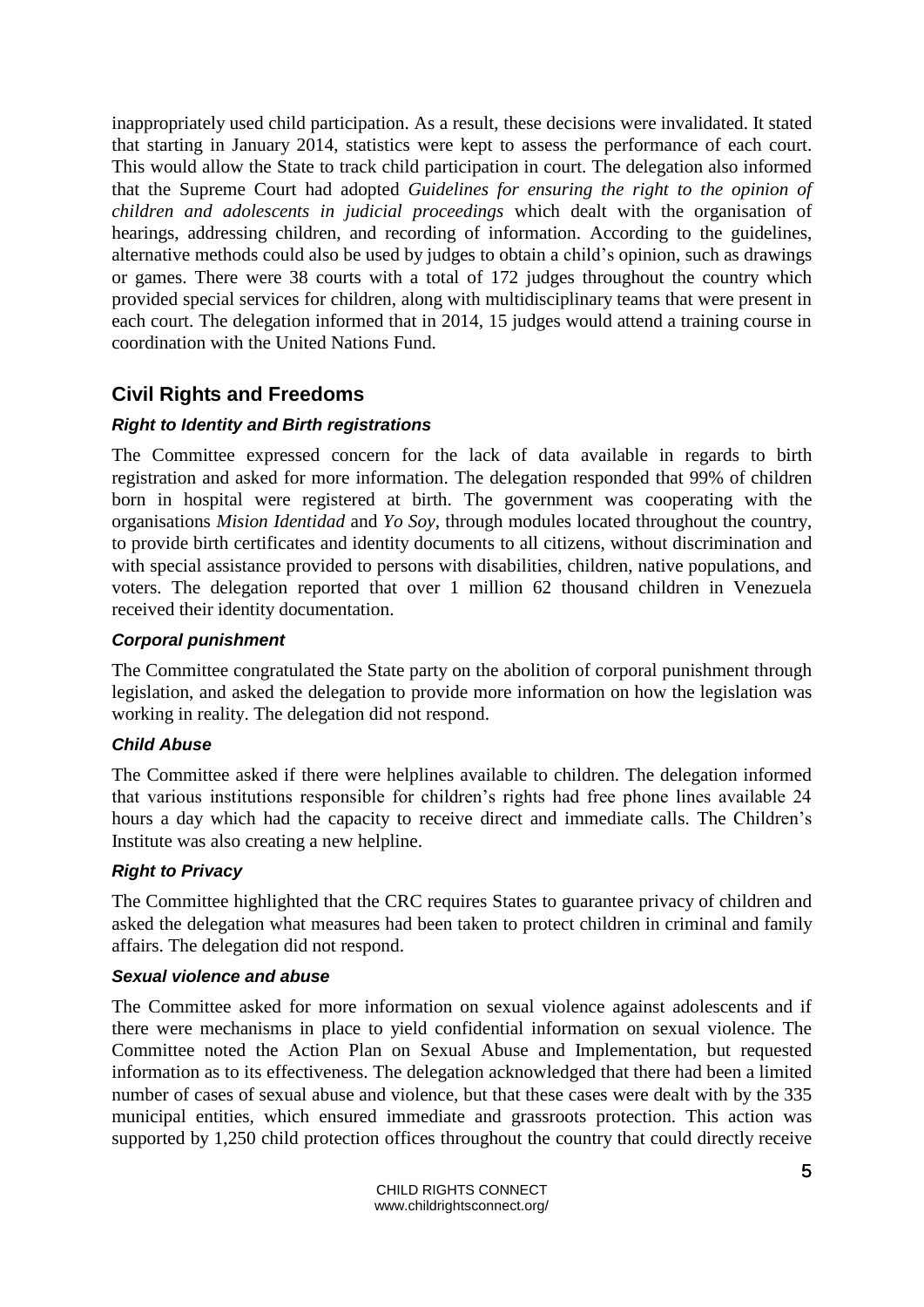inappropriately used child participation. As a result, these decisions were invalidated. It stated that starting in January 2014, statistics were kept to assess the performance of each court. This would allow the State to track child participation in court. The delegation also informed that the Supreme Court had adopted *Guidelines for ensuring the right to the opinion of children and adolescents in judicial proceedings* which dealt with the organisation of hearings, addressing children, and recording of information. According to the guidelines, alternative methods could also be used by judges to obtain a child's opinion, such as drawings or games. There were 38 courts with a total of 172 judges throughout the country which provided special services for children, along with multidisciplinary teams that were present in each court. The delegation informed that in 2014, 15 judges would attend a training course in coordination with the United Nations Fund.

## Civil Rights and Freedoms

### *Right to Identity and Birth registrations*

The Committee expressed concern for the lack of data available in regards to birth registration and asked for more information. The delegation responded that 99% of children born in hospital were registered at birth. The government was cooperating with the organisations *Mision Identidad* and *Yo Soy*, through modules located throughout the country, to provide birth certificates and identity documents to all citizens, without discrimination and with special assistance provided to persons with disabilities, children, native populations, and voters. The delegation reported that over 1 million 62 thousand children in Venezuela received their identity documentation.

### *Corporal punishment*

The Committee congratulated the State party on the abolition of corporal punishment through legislation, and asked the delegation to provide more information on how the legislation was working in reality. The delegation did not respond.

### *Child Abuse*

The Committee asked if there were helplines available to children. The delegation informed that various institutions responsible for children's rights had free phone lines available 24 hours a day which had the capacity to receive direct and immediate calls. The Children's Institute was also creating a new helpline.

### *Right to Privacy*

The Committee highlighted that the CRC requires States to guarantee privacy of children and asked the delegation what measures had been taken to protect children in criminal and family affairs. The delegation did not respond.

### *Sexual violence and abuse*

The Committee asked for more information on sexual violence against adolescents and if there were mechanisms in place to yield confidential information on sexual violence. The Committee noted the Action Plan on Sexual Abuse and Implementation, but requested information as to its effectiveness. The delegation acknowledged that there had been a limited number of cases of sexual abuse and violence, but that these cases were dealt with by the 335 municipal entities, which ensured immediate and grassroots protection. This action was supported by 1,250 child protection offices throughout the country that could directly receive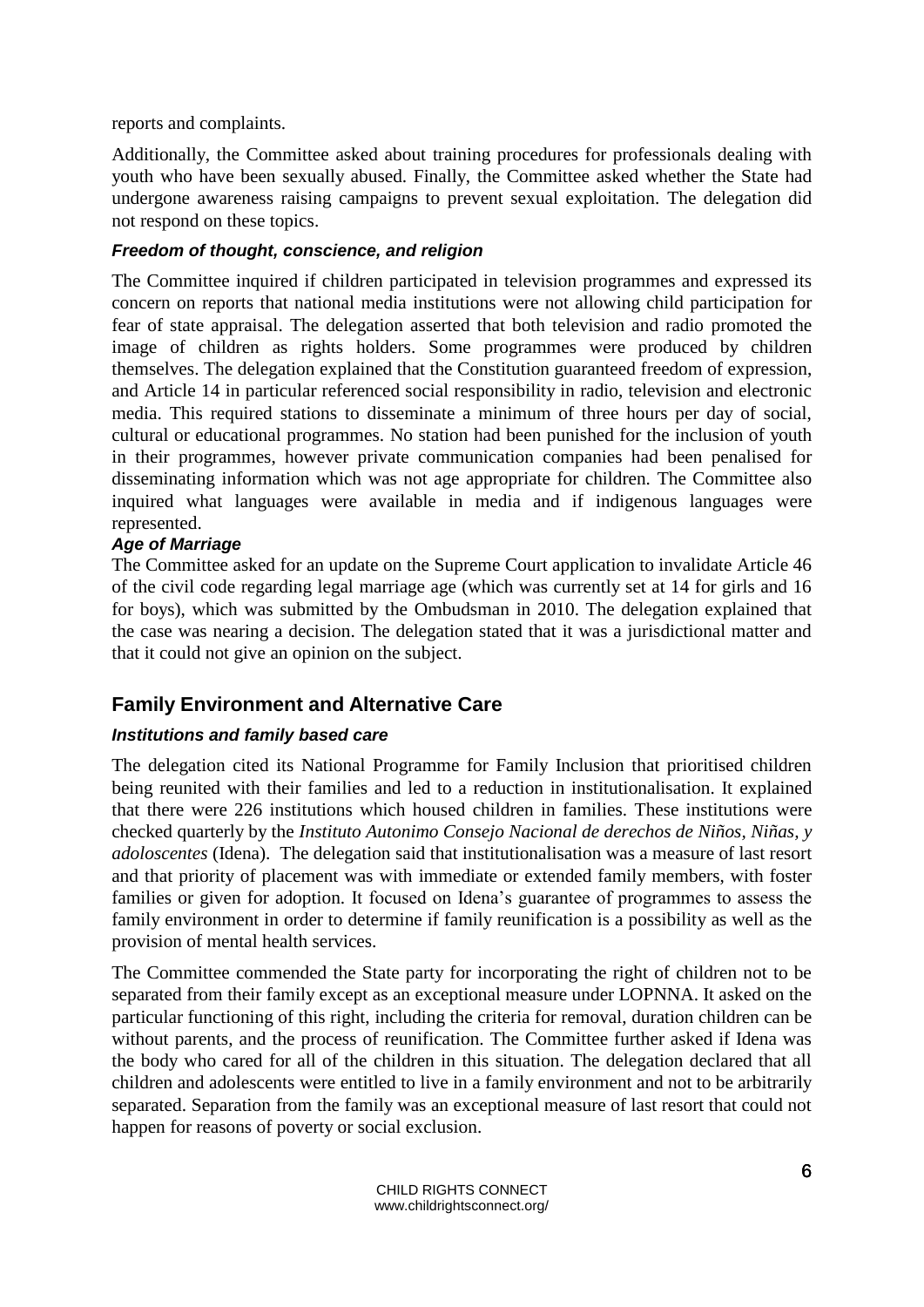reports and complaints.

Additionally, the Committee asked about training procedures for professionals dealing with youth who have been sexually abused. Finally, the Committee asked whether the State had undergone awareness raising campaigns to prevent sexual exploitation. The delegation did not respond on these topics.

#### *Freedom of thought, conscience, and religion*

The Committee inquired if children participated in television programmes and expressed its concern on reports that national media institutions were not allowing child participation for fear of state appraisal. The delegation asserted that both television and radio promoted the image of children as rights holders. Some programmes were produced by children themselves. The delegation explained that the Constitution guaranteed freedom of expression, and Article 14 in particular referenced social responsibility in radio, television and electronic media. This required stations to disseminate a minimum of three hours per day of social, cultural or educational programmes. No station had been punished for the inclusion of youth in their programmes, however private communication companies had been penalised for disseminating information which was not age appropriate for children. The Committee also inquired what languages were available in media and if indigenous languages were represented.

#### *Age of Marriage*

The Committee asked for an update on the Supreme Court application to invalidate Article 46 of the civil code regarding legal marriage age (which was currently set at 14 for girls and 16 for boys), which was submitted by the Ombudsman in 2010. The delegation explained that the case was nearing a decision. The delegation stated that it was a jurisdictional matter and that it could not give an opinion on the subject.

## Family Environment and Alternative Care

#### *Institutions and family based care*

The delegation cited its National Programme for Family Inclusion that prioritised children being reunited with their families and led to a reduction in institutionalisation. It explained that there were 226 institutions which housed children in families. These institutions were checked quarterly by the *Instituto Autonimo Consejo Nacional de derechos de Niños, Niñas, y adoloscentes* (Idena). The delegation said that institutionalisation was a measure of last resort and that priority of placement was with immediate or extended family members, with foster families or given for adoption. It focused on Idena's guarantee of programmes to assess the family environment in order to determine if family reunification is a possibility as well as the provision of mental health services.

The Committee commended the State party for incorporating the right of children not to be separated from their family except as an exceptional measure under LOPNNA. It asked on the particular functioning of this right, including the criteria for removal, duration children can be without parents, and the process of reunification. The Committee further asked if Idena was the body who cared for all of the children in this situation. The delegation declared that all children and adolescents were entitled to live in a family environment and not to be arbitrarily separated. Separation from the family was an exceptional measure of last resort that could not happen for reasons of poverty or social exclusion.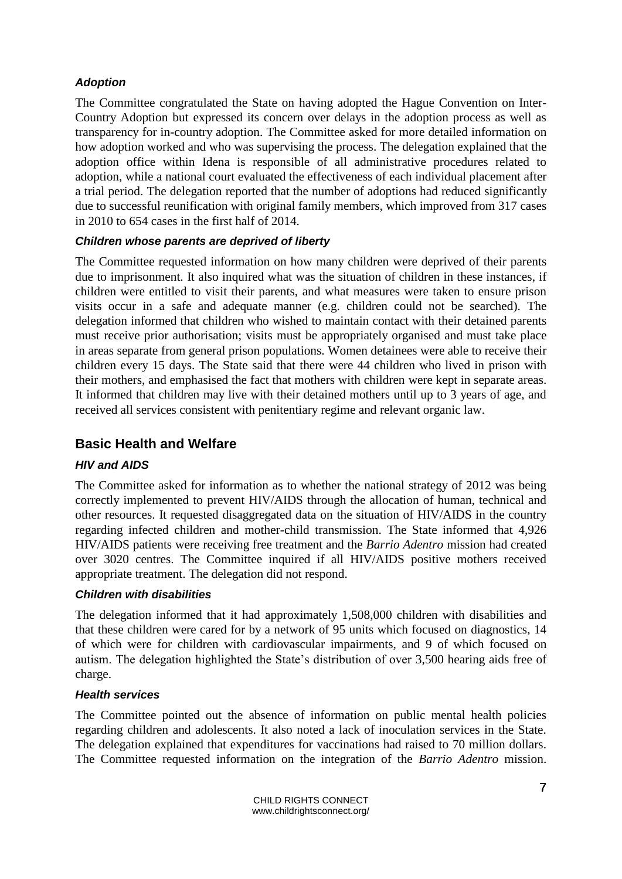### *Adoption*

The Committee congratulated the State on having adopted the Hague Convention on Inter-Country Adoption but expressed its concern over delays in the adoption process as well as transparency for in-country adoption. The Committee asked for more detailed information on how adoption worked and who was supervising the process. The delegation explained that the adoption office within Idena is responsible of all administrative procedures related to adoption, while a national court evaluated the effectiveness of each individual placement after a trial period. The delegation reported that the number of adoptions had reduced significantly due to successful reunification with original family members, which improved from 317 cases in 2010 to 654 cases in the first half of 2014.

### *Children whose parents are deprived of liberty*

The Committee requested information on how many children were deprived of their parents due to imprisonment. It also inquired what was the situation of children in these instances, if children were entitled to visit their parents, and what measures were taken to ensure prison visits occur in a safe and adequate manner (e.g. children could not be searched). The delegation informed that children who wished to maintain contact with their detained parents must receive prior authorisation; visits must be appropriately organised and must take place in areas separate from general prison populations. Women detainees were able to receive their children every 15 days. The State said that there were 44 children who lived in prison with their mothers, and emphasised the fact that mothers with children were kept in separate areas. It informed that children may live with their detained mothers until up to 3 years of age, and received all services consistent with penitentiary regime and relevant organic law.

## Basic Health and Welfare

### *HIV and AIDS*

The Committee asked for information as to whether the national strategy of 2012 was being correctly implemented to prevent HIV/AIDS through the allocation of human, technical and other resources. It requested disaggregated data on the situation of HIV/AIDS in the country regarding infected children and mother-child transmission. The State informed that 4,926 HIV/AIDS patients were receiving free treatment and the *Barrio Adentro* mission had created over 3020 centres. The Committee inquired if all HIV/AIDS positive mothers received appropriate treatment. The delegation did not respond.

### *Children with disabilities*

The delegation informed that it had approximately 1,508,000 children with disabilities and that these children were cared for by a network of 95 units which focused on diagnostics, 14 of which were for children with cardiovascular impairments, and 9 of which focused on autism. The delegation highlighted the State's distribution of over 3,500 hearing aids free of charge.

### *Health services*

The Committee pointed out the absence of information on public mental health policies regarding children and adolescents. It also noted a lack of inoculation services in the State. The delegation explained that expenditures for vaccinations had raised to 70 million dollars. The Committee requested information on the integration of the *Barrio Adentro* mission.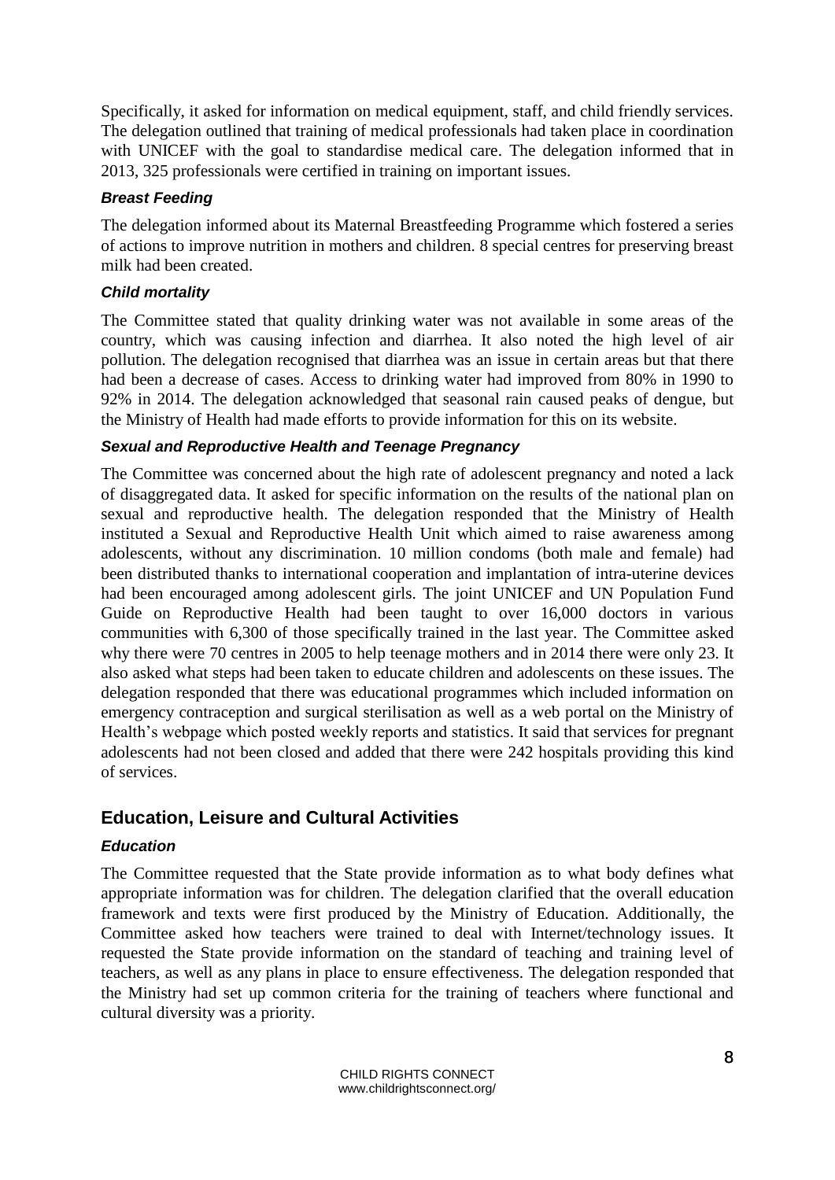Specifically, it asked for information on medical equipment, staff, and child friendly services. The delegation outlined that training of medical professionals had taken place in coordination with UNICEF with the goal to standardise medical care. The delegation informed that in 2013, 325 professionals were certified in training on important issues.

### *Breast Feeding*

The delegation informed about its Maternal Breastfeeding Programme which fostered a series of actions to improve nutrition in mothers and children. 8 special centres for preserving breast milk had been created.

### *Child mortality*

The Committee stated that quality drinking water was not available in some areas of the country, which was causing infection and diarrhea. It also noted the high level of air pollution. The delegation recognised that diarrhea was an issue in certain areas but that there had been a decrease of cases. Access to drinking water had improved from 80% in 1990 to 92% in 2014. The delegation acknowledged that seasonal rain caused peaks of dengue, but the Ministry of Health had made efforts to provide information for this on its website.

### *Sexual and Reproductive Health and Teenage Pregnancy*

The Committee was concerned about the high rate of adolescent pregnancy and noted a lack of disaggregated data. It asked for specific information on the results of the national plan on sexual and reproductive health. The delegation responded that the Ministry of Health instituted a Sexual and Reproductive Health Unit which aimed to raise awareness among adolescents, without any discrimination. 10 million condoms (both male and female) had been distributed thanks to international cooperation and implantation of intra-uterine devices had been encouraged among adolescent girls. The joint UNICEF and UN Population Fund Guide on Reproductive Health had been taught to over 16,000 doctors in various communities with 6,300 of those specifically trained in the last year. The Committee asked why there were 70 centres in 2005 to help teenage mothers and in 2014 there were only 23. It also asked what steps had been taken to educate children and adolescents on these issues. The delegation responded that there was educational programmes which included information on emergency contraception and surgical sterilisation as well as a web portal on the Ministry of Health's webpage which posted weekly reports and statistics. It said that services for pregnant adolescents had not been closed and added that there were 242 hospitals providing this kind of services.

## Education, Leisure and Cultural Activities

### *Education*

The Committee requested that the State provide information as to what body defines what appropriate information was for children. The delegation clarified that the overall education framework and texts were first produced by the Ministry of Education. Additionally, the Committee asked how teachers were trained to deal with Internet/technology issues. It requested the State provide information on the standard of teaching and training level of teachers, as well as any plans in place to ensure effectiveness. The delegation responded that the Ministry had set up common criteria for the training of teachers where functional and cultural diversity was a priority.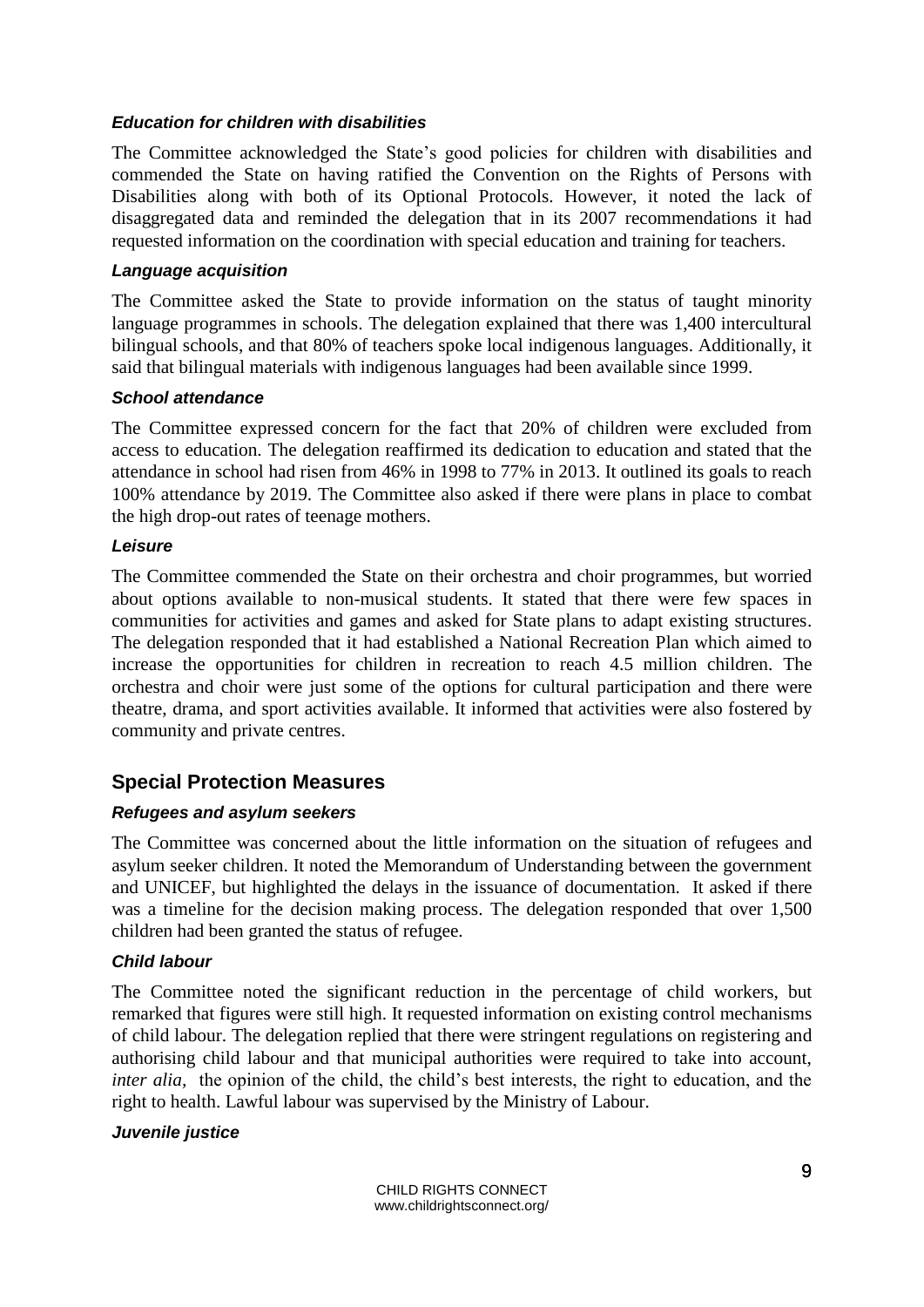#### *Education for children with disabilities*

The Committee acknowledged the State's good policies for children with disabilities and commended the State on having ratified the Convention on the Rights of Persons with Disabilities along with both of its Optional Protocols. However, it noted the lack of disaggregated data and reminded the delegation that in its 2007 recommendations it had requested information on the coordination with special education and training for teachers.

#### *Language acquisition*

The Committee asked the State to provide information on the status of taught minority language programmes in schools. The delegation explained that there was 1,400 intercultural bilingual schools, and that 80% of teachers spoke local indigenous languages. Additionally, it said that bilingual materials with indigenous languages had been available since 1999.

#### *School attendance*

The Committee expressed concern for the fact that 20% of children were excluded from access to education. The delegation reaffirmed its dedication to education and stated that the attendance in school had risen from 46% in 1998 to 77% in 2013. It outlined its goals to reach 100% attendance by 2019. The Committee also asked if there were plans in place to combat the high drop-out rates of teenage mothers.

#### *Leisure*

The Committee commended the State on their orchestra and choir programmes, but worried about options available to non-musical students. It stated that there were few spaces in communities for activities and games and asked for State plans to adapt existing structures. The delegation responded that it had established a National Recreation Plan which aimed to increase the opportunities for children in recreation to reach 4.5 million children. The orchestra and choir were just some of the options for cultural participation and there were theatre, drama, and sport activities available. It informed that activities were also fostered by community and private centres.

## Special Protection Measures

#### *Refugees and asylum seekers*

The Committee was concerned about the little information on the situation of refugees and asylum seeker children. It noted the Memorandum of Understanding between the government and UNICEF, but highlighted the delays in the issuance of documentation. It asked if there was a timeline for the decision making process. The delegation responded that over 1,500 children had been granted the status of refugee.

#### *Child labour*

The Committee noted the significant reduction in the percentage of child workers, but remarked that figures were still high. It requested information on existing control mechanisms of child labour. The delegation replied that there were stringent regulations on registering and authorising child labour and that municipal authorities were required to take into account, *inter alia*, the opinion of the child, the child's best interests, the right to education, and the right to health. Lawful labour was supervised by the Ministry of Labour.

#### *Juvenile justice*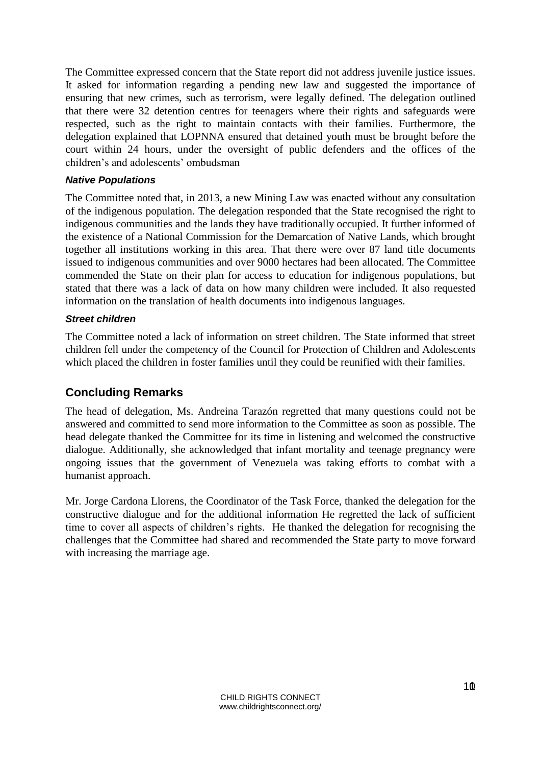The Committee expressed concern that the State report did not address juvenile justice issues. It asked for information regarding a pending new law and suggested the importance of ensuring that new crimes, such as terrorism, were legally defined. The delegation outlined that there were 32 detention centres for teenagers where their rights and safeguards were respected, such as the right to maintain contacts with their families. Furthermore, the delegation explained that LOPNNA ensured that detained youth must be brought before the court within 24 hours, under the oversight of public defenders and the offices of the children's and adolescents' ombudsman

#### *Native Populations*

The Committee noted that, in 2013, a new Mining Law was enacted without any consultation of the indigenous population. The delegation responded that the State recognised the right to indigenous communities and the lands they have traditionally occupied. It further informed of the existence of a National Commission for the Demarcation of Native Lands, which brought together all institutions working in this area. That there were over 87 land title documents issued to indigenous communities and over 9000 hectares had been allocated. The Committee commended the State on their plan for access to education for indigenous populations, but stated that there was a lack of data on how many children were included. It also requested information on the translation of health documents into indigenous languages.

#### *Street children*

The Committee noted a lack of information on street children. The State informed that street children fell under the competency of the Council for Protection of Children and Adolescents which placed the children in foster families until they could be reunified with their families.

## Concluding Remarks

The head of delegation, Ms. Andreina Tarazón regretted that many questions could not be answered and committed to send more information to the Committee as soon as possible. The head delegate thanked the Committee for its time in listening and welcomed the constructive dialogue. Additionally, she acknowledged that infant mortality and teenage pregnancy were ongoing issues that the government of Venezuela was taking efforts to combat with a humanist approach.

Mr. Jorge Cardona Llorens, the Coordinator of the Task Force, thanked the delegation for the constructive dialogue and for the additional information He regretted the lack of sufficient time to cover all aspects of children's rights. He thanked the delegation for recognising the challenges that the Committee had shared and recommended the State party to move forward with increasing the marriage age.